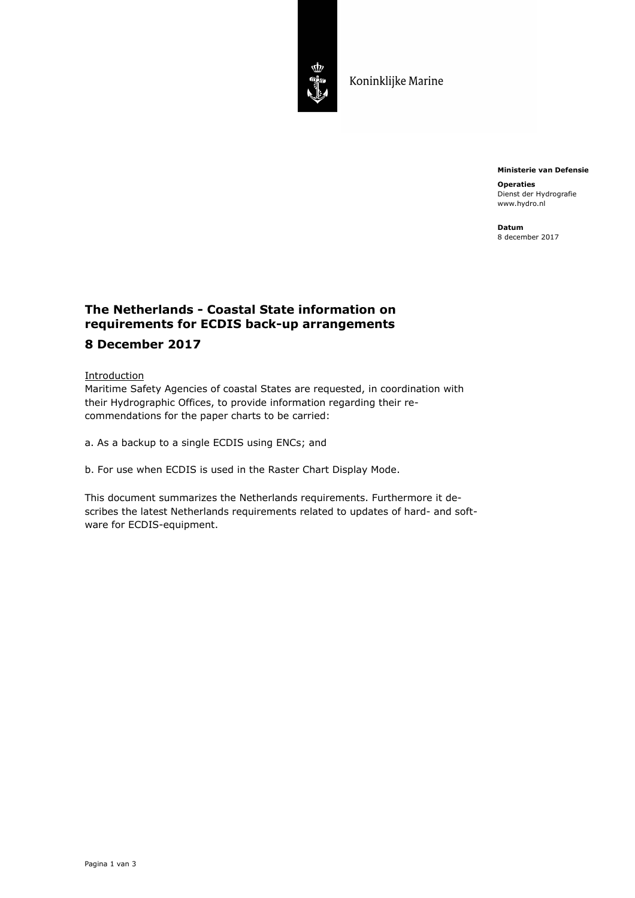Koninklijke Marine

**Ministerie van Defensie**

**Operaties**
Dienst der Hydrografie
www.hydro.nl

**Datum**
8 december 2017

# The Netherlands - Coastal State information on requirements for ECDIS back-up arrangements

## 8 December 2017

Introduction

Maritime Safety Agencies of coastal States are requested, in coordination with their Hydrographic Offices, to provide information regarding their recommendations for the paper charts to be carried:

a. As a backup to a single ECDIS using ENCs; and

b. For use when ECDIS is used in the Raster Chart Display Mode.

This document summarizes the Netherlands requirements. Furthermore it describes the latest Netherlands requirements related to updates of hard- and software for ECDIS-equipment.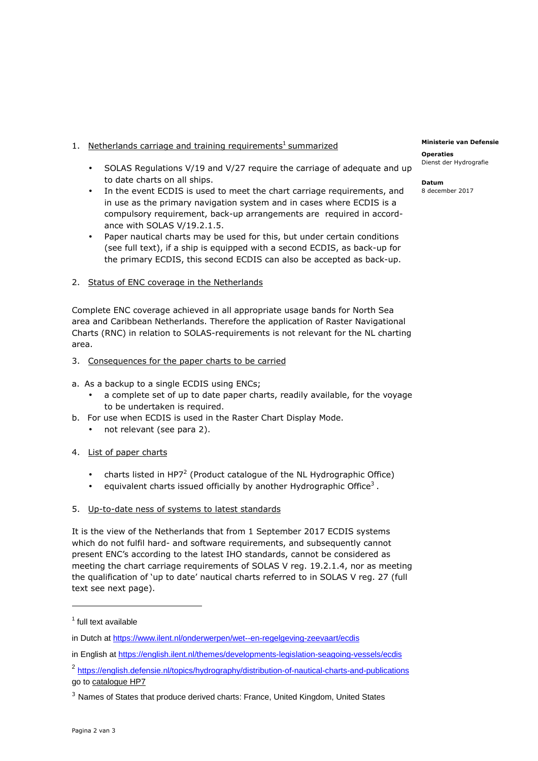1. Netherlands carriage and training requirements[1] summarized

   - SOLAS Regulations V/19 and V/27 require the carriage of adequate and up to date charts on all ships.
   - In the event ECDIS is used to meet the chart carriage requirements, and in use as the primary navigation system and in cases where ECDIS is a compulsory requirement, back-up arrangements are required in accordance with SOLAS V/19.2.1.5.
   - Paper nautical charts may be used for this, but under certain conditions (see full text), if a ship is equipped with a second ECDIS, as back-up for the primary ECDIS, this second ECDIS can also be accepted as back-up.

2. Status of ENC coverage in the Netherlands

Complete ENC coverage achieved in all appropriate usage bands for North Sea area and Caribbean Netherlands. Therefore the application of Raster Navigational Charts (RNC) in relation to SOLAS-requirements is not relevant for the NL charting area.

3. Consequences for the paper charts to be carried

a. As a backup to a single ECDIS using ENCs;
   - a complete set of up to date paper charts, readily available, for the voyage to be undertaken is required.

b. For use when ECDIS is used in the Raster Chart Display Mode.
   - not relevant (see para 2).

4. List of paper charts

   - charts listed in HP7[2] (Product catalogue of the NL Hydrographic Office)
   - equivalent charts issued officially by another Hydrographic Office[3] .

5. Up-to-date ness of systems to latest standards

It is the view of the Netherlands that from 1 September 2017 ECDIS systems which do not fulfil hard- and software requirements, and subsequently cannot present ENC's according to the latest IHO standards, cannot be considered as meeting the chart carriage requirements of SOLAS V reg. 19.2.1.4, nor as meeting the qualification of 'up to date' nautical charts referred to in SOLAS V reg. 27 (full text see next page).

---

[1] full text available

in Dutch at https://www.ilent.nl/onderwerpen/wet--en-regelgeving-zeevaart/ecdis

in English at https://english.ilent.nl/themes/developments-legislation-seagoing-vessels/ecdis

[2] https://english.defensie.nl/topics/hydrography/distribution-of-nautical-charts-and-publications go to catalogue HP7

[3] Names of States that produce derived charts: France, United Kingdom, United States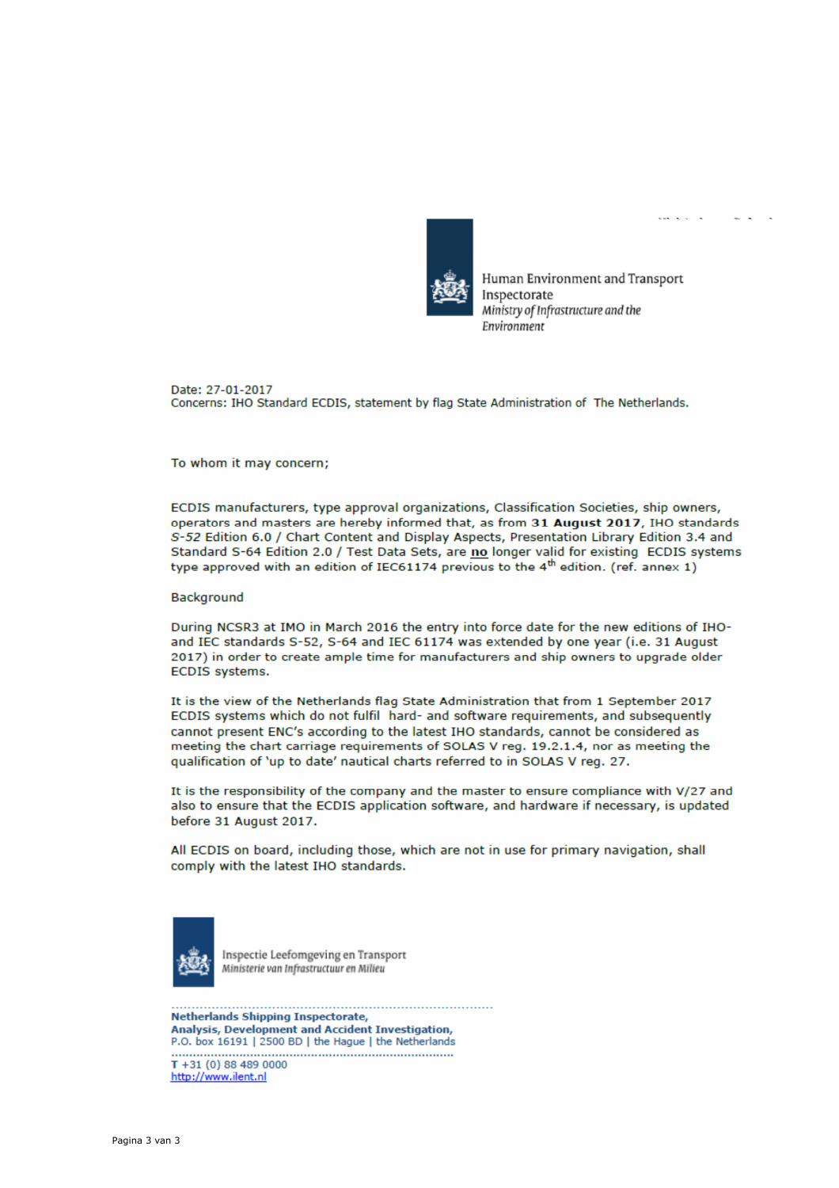Human Environment and Transport Inspectorate
*Ministry of Infrastructure and the Environment*

Date: 27-01-2017
Concerns: IHO Standard ECDIS, statement by flag State Administration of The Netherlands.

To whom it may concern;

ECDIS manufacturers, type approval organizations, Classification Societies, ship owners, operators and masters are hereby informed that, as from **31 August 2017**, IHO standards *S-52* Edition 6.0 / Chart Content and Display Aspects, Presentation Library Edition 3.4 and Standard S-64 Edition 2.0 / Test Data Sets, are **no** longer valid for existing ECDIS systems type approved with an edition of IEC61174 previous to the 4th edition. (ref. annex 1)

Background

During NCSR3 at IMO in March 2016 the entry into force date for the new editions of IHO- and IEC standards S-52, S-64 and IEC 61174 was extended by one year (i.e. 31 August 2017) in order to create ample time for manufacturers and ship owners to upgrade older ECDIS systems.

It is the view of the Netherlands flag State Administration that from 1 September 2017 ECDIS systems which do not fulfil hard- and software requirements, and subsequently cannot present ENC's according to the latest IHO standards, cannot be considered as meeting the chart carriage requirements of SOLAS V reg. 19.2.1.4, nor as meeting the qualification of 'up to date' nautical charts referred to in SOLAS V reg. 27.

It is the responsibility of the company and the master to ensure compliance with V/27 and also to ensure that the ECDIS application software, and hardware if necessary, is updated before 31 August 2017.

All ECDIS on board, including those, which are not in use for primary navigation, shall comply with the latest IHO standards.

Inspectie Leefomgeving en Transport
*Ministerie van Infrastructuur en Milieu*

**Netherlands Shipping Inspectorate,**
**Analysis, Development and Accident Investigation,**
P.O. box 16191 | 2500 BD | the Hague | the Netherlands

**T** +31 (0) 88 489 0000
http://www.ilent.nl